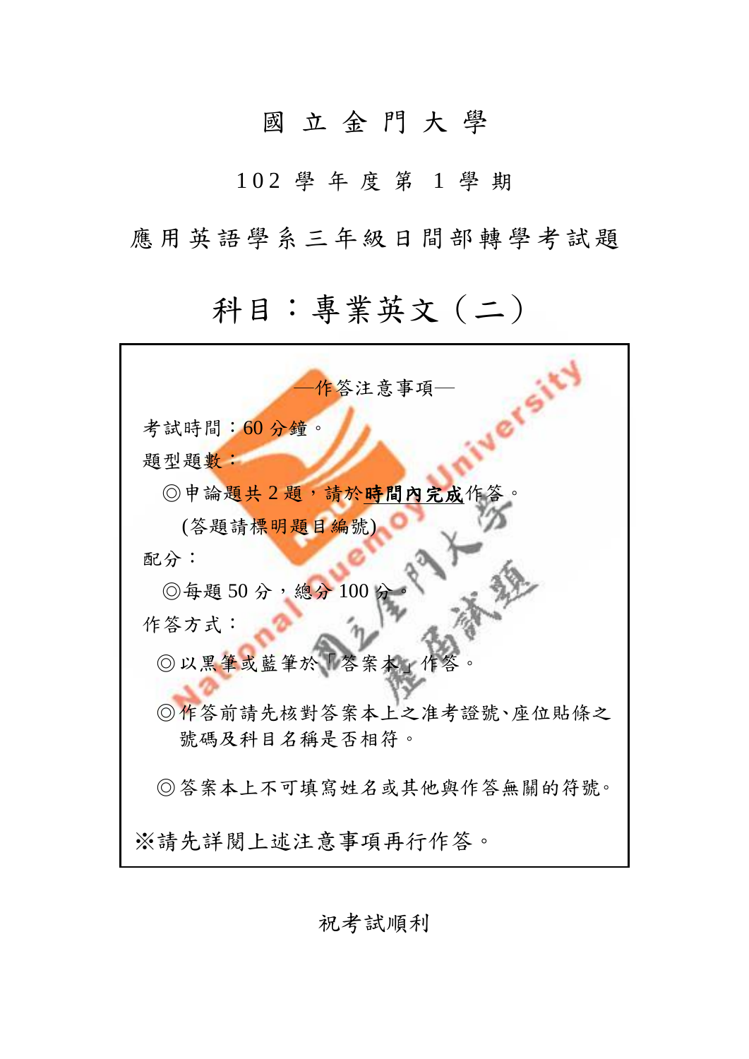# 國立金門大學

## 102 學年度第 1 學期

## 應用英語學系三年級日間部轉學考試題

# 科目：專業英文（二）

—作答注意事項—

考試時間：60 分鐘。

題型題數：

◎申論題共 2 題，請於**時間內完成**作答。

(答題請標明題目編號)

配分：

◎每題 50 分，總分 100 分。

作答方式：

◎以黑筆或藍筆於「答案本」作答。

◎作答前請先核對答案本上之准考證號、座位貼條之號碼及科目名稱是否相符。

◎答案本上不可填寫姓名或其他與作答無關的符號。

※請先詳閱上述注意事項再行作答。

祝考試順利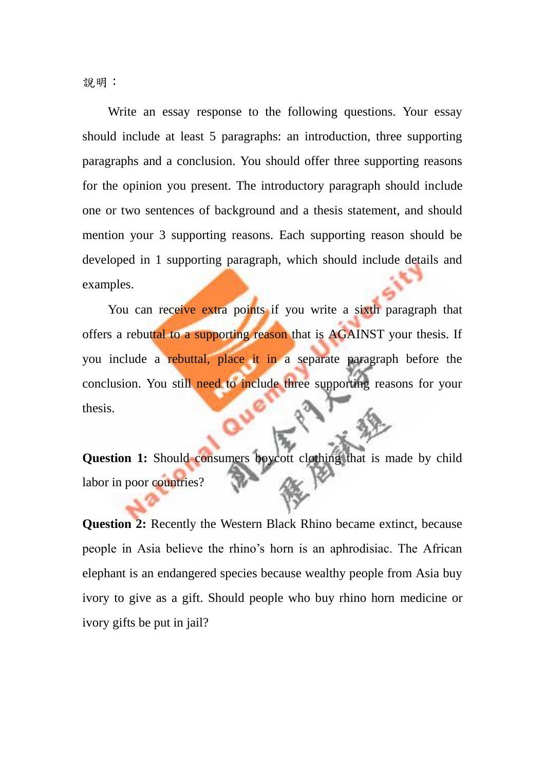說明：

Write an essay response to the following questions. Your essay should include at least 5 paragraphs: an introduction, three supporting paragraphs and a conclusion. You should offer three supporting reasons for the opinion you present. The introductory paragraph should include one or two sentences of background and a thesis statement, and should mention your 3 supporting reasons. Each supporting reason should be developed in 1 supporting paragraph, which should include details and examples.

You can receive extra points if you write a sixth paragraph that offers a rebuttal to a supporting reason that is AGAINST your thesis. If you include a rebuttal, place it in a separate paragraph before the conclusion. You still need to include three supporting reasons for your thesis.

**Question 1:** Should consumers boycott clothing that is made by child labor in poor countries?

**Question 2:** Recently the Western Black Rhino became extinct, because people in Asia believe the rhino's horn is an aphrodisiac. The African elephant is an endangered species because wealthy people from Asia buy ivory to give as a gift. Should people who buy rhino horn medicine or ivory gifts be put in jail?